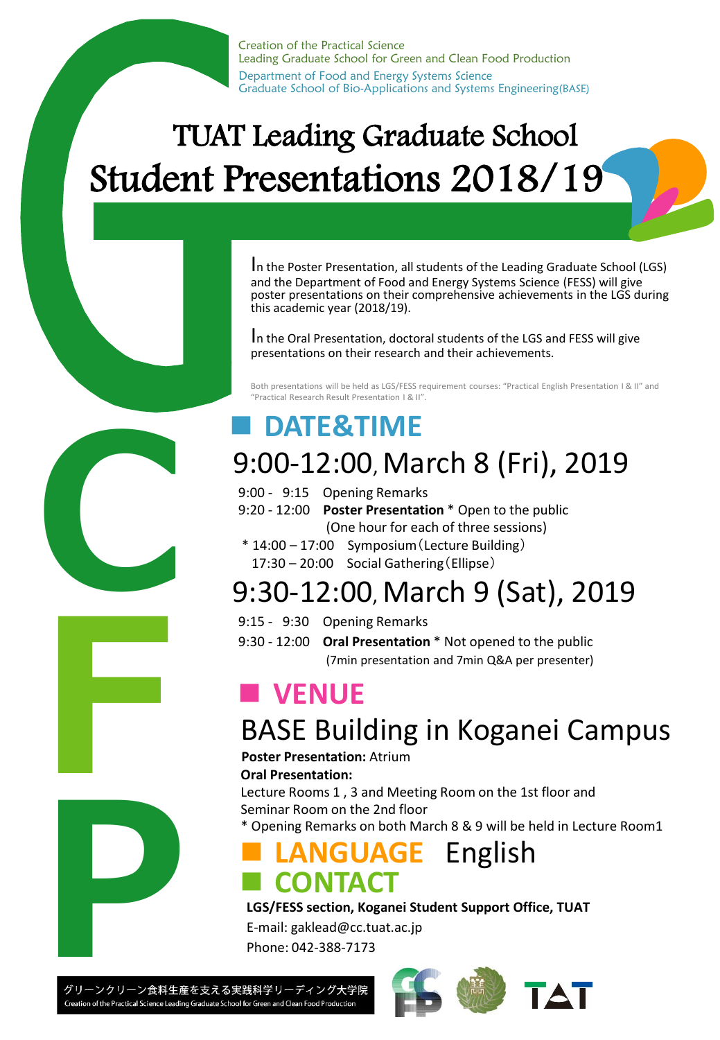Creation of the Practical Science
Leading Graduate School for Green and Clean Food Production
Department of Food and Energy Systems Science
Graduate School of Bio-Applications and Systems Engineering(BASE)

# TUAT Leading Graduate School Student Presentations 2018/19

In the Poster Presentation, all students of the Leading Graduate School (LGS) and the Department of Food and Energy Systems Science (FESS) will give poster presentations on their comprehensive achievements in the LGS during this academic year (2018/19).

In the Oral Presentation, doctoral students of the LGS and FESS will give presentations on their research and their achievements.

Both presentations will be held as LGS/FESS requirement courses: "Practical English Presentation I & II" and "Practical Research Result Presentation I & II".

## DATE&TIME

### 9:00-12:00, March 8 (Fri), 2019

9:00 - 9:15 Opening Remarks
9:20 - 12:00 **Poster Presentation** * Open to the public
(One hour for each of three sessions)
* 14:00 – 17:00 Symposium（Lecture Building）
17:30 – 20:00 Social Gathering（Ellipse）

### 9:30-12:00, March 9 (Sat), 2019

9:15 - 9:30 Opening Remarks
9:30 - 12:00 **Oral Presentation** * Not opened to the public
(7min presentation and 7min Q&A per presenter)

## VENUE

### BASE Building in Koganei Campus

**Poster Presentation:** Atrium
**Oral Presentation:**
Lecture Rooms 1 , 3 and Meeting Room on the 1st floor and Seminar Room on the 2nd floor
* Opening Remarks on both March 8 & 9 will be held in Lecture Room1

## LANGUAGE English

## CONTACT

**LGS/FESS section, Koganei Student Support Office, TUAT**
E-mail: gaklead@cc.tuat.ac.jp
Phone: 042-388-7173

グリーンクリーン食料生産を支える実践科学リーディング大学院
Creation of the Practical Science Leading Graduate School for Green and Clean Food Production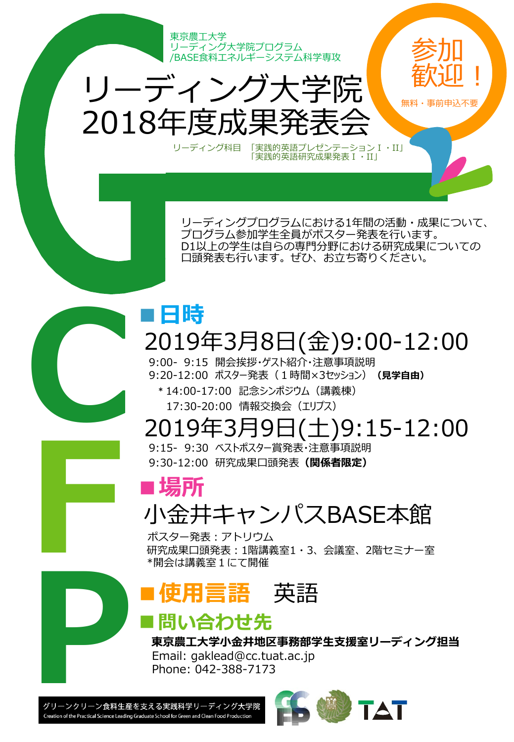東京農工大学
リーディング大学院プログラム
/BASE食料エネルギーシステム科学専攻

# リーディング大学院 2018年度成果発表会

参加歓迎！
無料・事前申込不要

リーディング科目 「実践的英語プレゼンテーションⅠ・Ⅱ」
「実践的英語研究成果発表Ⅰ・Ⅱ」

リーディングプログラムにおける1年間の活動・成果について、プログラム参加学生全員がポスター発表を行います。D1以上の学生は自らの専門分野における研究成果についての口頭発表も行います。ぜひ、お立ち寄りください。

## ■日時

### 2019年3月8日(金)9:00-12:00

9:00- 9:15 開会挨拶･ゲスト紹介･注意事項説明
9:20-12:00 ポスター発表（１時間×3セッション）**（見学自由）**
* 14:00-17:00 記念シンポジウム（講義棟）
17:30-20:00 情報交換会（エリプス）

### 2019年3月9日(土)9:15-12:00

9:15- 9:30 ベストポスター賞発表･注意事項説明
9:30-12:00 研究成果口頭発表**（関係者限定）**

## ■場所

### 小金井キャンパスBASE本館

ポスター発表：アトリウム
研究成果口頭発表：1階講義室1・3、会議室、2階セミナー室
*開会は講義室１にて開催

## ■使用言語　英語

## ■問い合わせ先

**東京農工大学小金井地区事務部学生支援室リーディング担当**
Email: gaklead@cc.tuat.ac.jp
Phone: 042-388-7173

グリーンクリーン食料生産を支える実践科学リーディング大学院
Creation of the Practical Science Leading Graduate School for Green and Clean Food Production